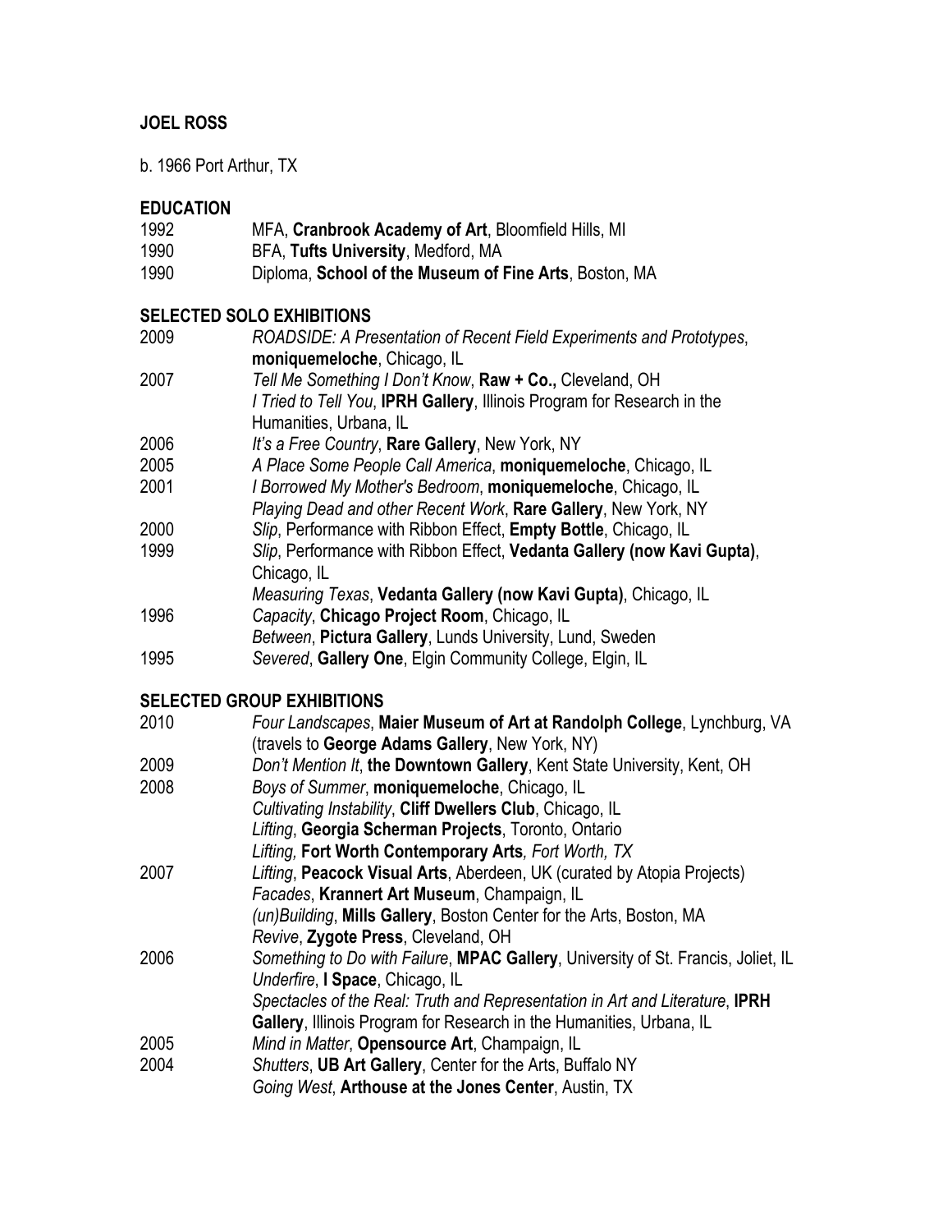# JOEL ROSS

b. 1966 Port Arthur, TX

## EDUCATION

1992 MFA, **Cranbrook Academy of Art**, Bloomfield Hills, MI
1990 BFA, **Tufts University**, Medford, MA
1990 Diploma, **School of the Museum of Fine Arts**, Boston, MA

## SELECTED SOLO EXHIBITIONS

2009 *ROADSIDE: A Presentation of Recent Field Experiments and Prototypes*, **moniquemeloche**, Chicago, IL

2007 *Tell Me Something I Don't Know*, **Raw + Co.,** Cleveland, OH
*I Tried to Tell You*, **IPRH Gallery**, Illinois Program for Research in the Humanities, Urbana, IL

2006 *It's a Free Country*, **Rare Gallery**, New York, NY

2005 *A Place Some People Call America*, **moniquemeloche**, Chicago, IL

2001 *I Borrowed My Mother's Bedroom*, **moniquemeloche**, Chicago, IL
*Playing Dead and other Recent Work*, **Rare Gallery**, New York, NY

2000 *Slip*, Performance with Ribbon Effect, **Empty Bottle**, Chicago, IL

1999 *Slip*, Performance with Ribbon Effect, **Vedanta Gallery (now Kavi Gupta)**, Chicago, IL
*Measuring Texas*, **Vedanta Gallery (now Kavi Gupta)**, Chicago, IL

1996 *Capacity*, **Chicago Project Room**, Chicago, IL
*Between*, **Pictura Gallery**, Lunds University, Lund, Sweden

1995 *Severed*, **Gallery One**, Elgin Community College, Elgin, IL

## SELECTED GROUP EXHIBITIONS

2010 *Four Landscapes*, **Maier Museum of Art at Randolph College**, Lynchburg, VA (travels to **George Adams Gallery**, New York, NY)

2009 *Don't Mention It*, **the Downtown Gallery**, Kent State University, Kent, OH

2008 *Boys of Summer*, **moniquemeloche**, Chicago, IL
*Cultivating Instability*, **Cliff Dwellers Club**, Chicago, IL
*Lifting*, **Georgia Scherman Projects**, Toronto, Ontario
*Lifting,* **Fort Worth Contemporary Arts***, Fort Worth, TX*

2007 *Lifting*, **Peacock Visual Arts**, Aberdeen, UK (curated by Atopia Projects)
*Facades*, **Krannert Art Museum**, Champaign, IL
*(un)Building*, **Mills Gallery**, Boston Center for the Arts, Boston, MA
*Revive*, **Zygote Press**, Cleveland, OH

2006 *Something to Do with Failure*, **MPAC Gallery**, University of St. Francis, Joliet, IL
*Underfire*, **I Space**, Chicago, IL
*Spectacles of the Real: Truth and Representation in Art and Literature*, **IPRH Gallery**, Illinois Program for Research in the Humanities, Urbana, IL

2005 *Mind in Matter*, **Opensource Art**, Champaign, IL

2004 *Shutters*, **UB Art Gallery**, Center for the Arts, Buffalo NY
*Going West*, **Arthouse at the Jones Center**, Austin, TX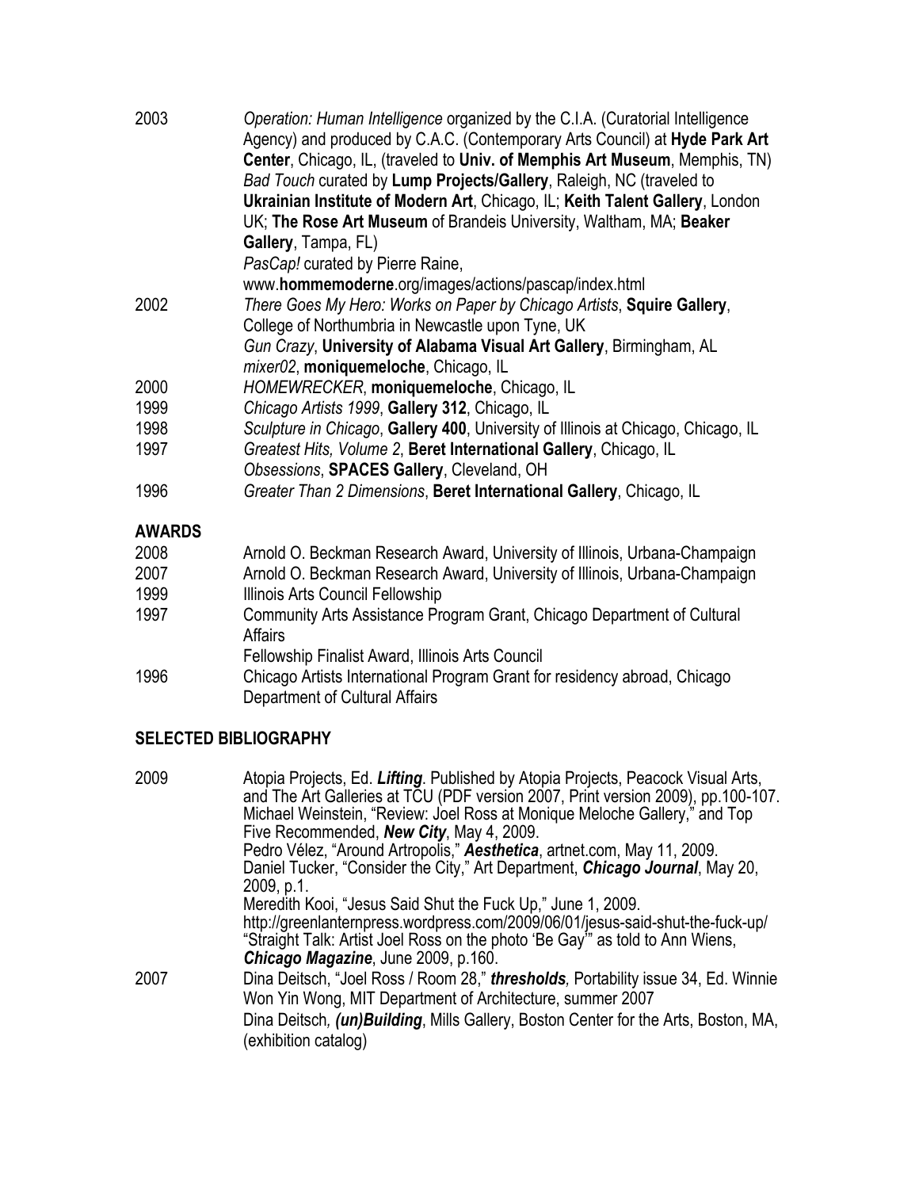2003 *Operation: Human Intelligence* organized by the C.I.A. (Curatorial Intelligence Agency) and produced by C.A.C. (Contemporary Arts Council) at **Hyde Park Art Center**, Chicago, IL, (traveled to **Univ. of Memphis Art Museum**, Memphis, TN)
*Bad Touch* curated by **Lump Projects/Gallery**, Raleigh, NC (traveled to **Ukrainian Institute of Modern Art**, Chicago, IL; **Keith Talent Gallery**, London UK; **The Rose Art Museum** of Brandeis University, Waltham, MA; **Beaker Gallery**, Tampa, FL)
*PasCap!* curated by Pierre Raine, www.**hommemoderne**.org/images/actions/pascap/index.html

2002 *There Goes My Hero: Works on Paper by Chicago Artists*, **Squire Gallery**, College of Northumbria in Newcastle upon Tyne, UK
*Gun Crazy*, **University of Alabama Visual Art Gallery**, Birmingham, AL
*mixer02*, **moniquemeloche**, Chicago, IL

2000 *HOMEWRECKER*, **moniquemeloche**, Chicago, IL

1999 *Chicago Artists 1999*, **Gallery 312**, Chicago, IL

1998 *Sculpture in Chicago*, **Gallery 400**, University of Illinois at Chicago, Chicago, IL

1997 *Greatest Hits, Volume 2*, **Beret International Gallery**, Chicago, IL
*Obsessions*, **SPACES Gallery**, Cleveland, OH

1996 *Greater Than 2 Dimensions*, **Beret International Gallery**, Chicago, IL

## AWARDS

2008 Arnold O. Beckman Research Award, University of Illinois, Urbana-Champaign

2007 Arnold O. Beckman Research Award, University of Illinois, Urbana-Champaign

1999 Illinois Arts Council Fellowship

1997 Community Arts Assistance Program Grant, Chicago Department of Cultural Affairs
Fellowship Finalist Award, Illinois Arts Council

1996 Chicago Artists International Program Grant for residency abroad, Chicago Department of Cultural Affairs

## SELECTED BIBLIOGRAPHY

2009 Atopia Projects, Ed. ***Lifting***. Published by Atopia Projects, Peacock Visual Arts, and The Art Galleries at TCU (PDF version 2007, Print version 2009), pp.100-107.
Michael Weinstein, "Review: Joel Ross at Monique Meloche Gallery," and Top Five Recommended, ***New City***, May 4, 2009.
Pedro Vélez, "Around Artropolis," ***Aesthetica***, artnet.com, May 11, 2009.
Daniel Tucker, "Consider the City," Art Department, ***Chicago Journal***, May 20, 2009, p.1.
Meredith Kooi, "Jesus Said Shut the Fuck Up," June 1, 2009. http://greenlanternpress.wordpress.com/2009/06/01/jesus-said-shut-the-fuck-up/
"Straight Talk: Artist Joel Ross on the photo 'Be Gay'" as told to Ann Wiens, ***Chicago Magazine***, June 2009, p.160.

2007 Dina Deitsch, "Joel Ross / Room 28," ***thresholds****,* Portability issue 34, Ed. Winnie Won Yin Wong, MIT Department of Architecture, summer 2007
Dina Deitsch*,* ***(un)Building***, Mills Gallery, Boston Center for the Arts, Boston, MA, (exhibition catalog)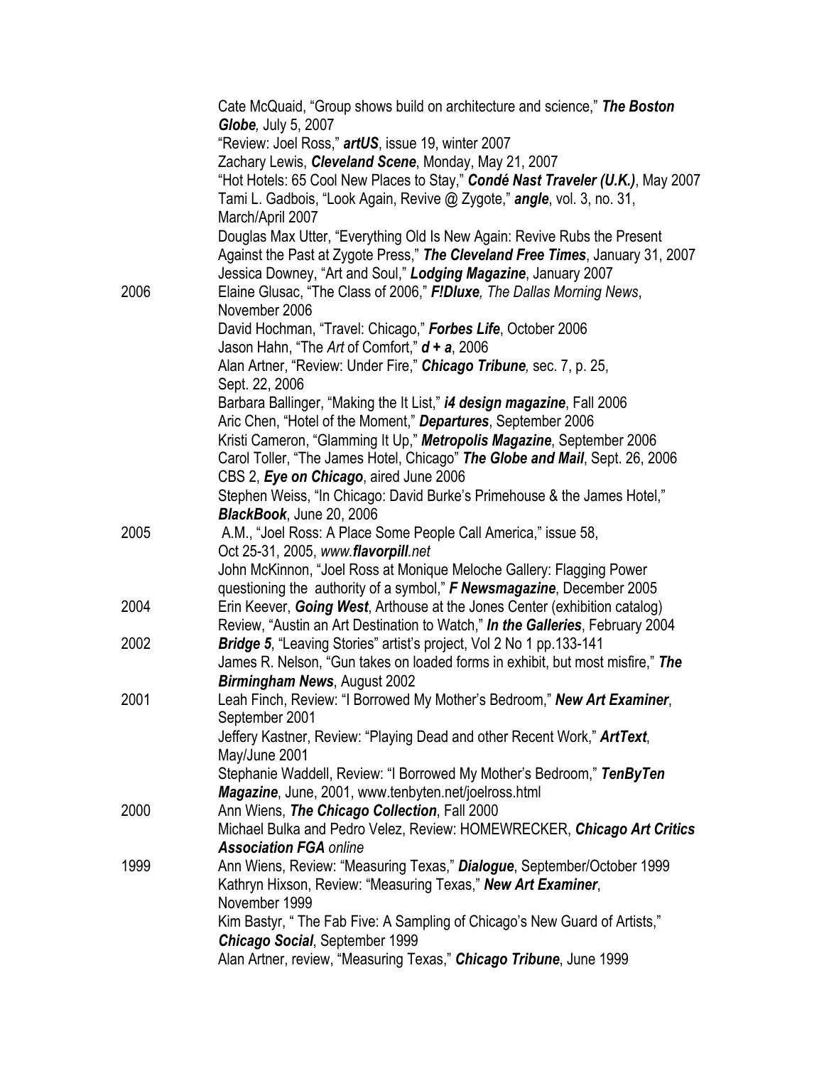Cate McQuaid, “Group shows build on architecture and science,” ***The Boston Globe****,* July 5, 2007

“Review: Joel Ross,” ***artUS***, issue 19, winter 2007

Zachary Lewis, ***Cleveland Scene***, Monday, May 21, 2007

“Hot Hotels: 65 Cool New Places to Stay,” ***Condé Nast Traveler (U.K.)***, May 2007

Tami L. Gadbois, “Look Again, Revive @ Zygote,” ***angle***, vol. 3, no. 31, March/April 2007

Douglas Max Utter, “Everything Old Is New Again: Revive Rubs the Present Against the Past at Zygote Press,” ***The Cleveland Free Times***, January 31, 2007

Jessica Downey, “Art and Soul,” ***Lodging Magazine***, January 2007

2006 Elaine Glusac, “The Class of 2006,” ***F!Dluxe****, The Dallas Morning News*, November 2006

David Hochman, “Travel: Chicago,” ***Forbes Life***, October 2006

Jason Hahn, “The *Art* of Comfort,” ***d + a***, 2006

Alan Artner, “Review: Under Fire,” ***Chicago Tribune****,* sec. 7, p. 25, Sept. 22, 2006

Barbara Ballinger, “Making the It List,” ***i4 design magazine***, Fall 2006

Aric Chen, “Hotel of the Moment,” ***Departures***, September 2006

Kristi Cameron, “Glamming It Up,” ***Metropolis Magazine***, September 2006

Carol Toller, “The James Hotel, Chicago” ***The Globe and Mail***, Sept. 26, 2006

CBS 2, ***Eye on Chicago***, aired June 2006

Stephen Weiss, “In Chicago: David Burke’s Primehouse & the James Hotel,” ***BlackBook***, June 20, 2006

2005 A.M., “Joel Ross: A Place Some People Call America,” issue 58, Oct 25-31, 2005, *www.**flavorpill**.net*

John McKinnon, “Joel Ross at Monique Meloche Gallery: Flagging Power questioning the authority of a symbol,” ***F Newsmagazine***, December 2005

2004 Erin Keever, ***Going West***, Arthouse at the Jones Center (exhibition catalog)

Review, “Austin an Art Destination to Watch,” ***In the Galleries***, February 2004

2002 ***Bridge 5***, “Leaving Stories” artist’s project, Vol 2 No 1 pp.133-141

James R. Nelson, “Gun takes on loaded forms in exhibit, but most misfire,” ***The Birmingham News***, August 2002

2001 Leah Finch, Review: “I Borrowed My Mother’s Bedroom,” ***New Art Examiner***, September 2001

Jeffery Kastner, Review: “Playing Dead and other Recent Work,” ***ArtText***, May/June 2001

Stephanie Waddell, Review: “I Borrowed My Mother’s Bedroom,” ***TenByTen Magazine***, June, 2001, www.tenbyten.net/joelross.html

2000 Ann Wiens, ***The Chicago Collection***, Fall 2000

Michael Bulka and Pedro Velez, Review: HOMEWRECKER, ***Chicago Art Critics Association FGA*** *online*

1999 Ann Wiens, Review: “Measuring Texas,” ***Dialogue***, September/October 1999

Kathryn Hixson, Review: “Measuring Texas,” ***New Art Examiner***, November 1999

Kim Bastyr, “ The Fab Five: A Sampling of Chicago’s New Guard of Artists,” ***Chicago Social***, September 1999

Alan Artner, review, “Measuring Texas,” ***Chicago Tribune***, June 1999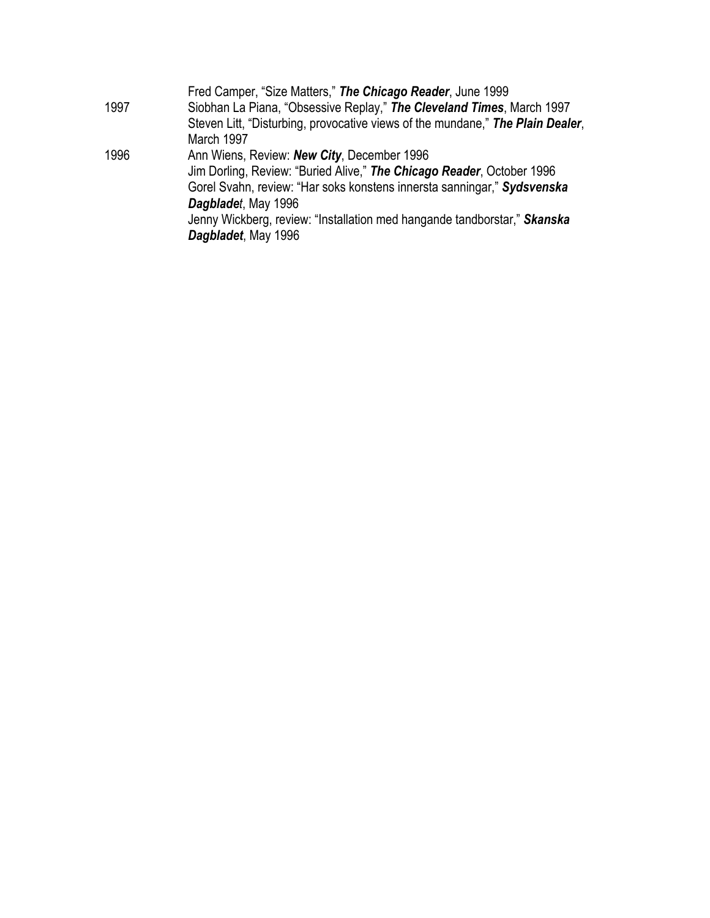Fred Camper, "Size Matters," ***The Chicago Reader***, June 1999

1997 Siobhan La Piana, "Obsessive Replay," ***The Cleveland Times***, March 1997

Steven Litt, "Disturbing, provocative views of the mundane," ***The Plain Dealer***, March 1997

1996 Ann Wiens, Review: ***New City***, December 1996

Jim Dorling, Review: "Buried Alive," ***The Chicago Reader***, October 1996

Gorel Svahn, review: "Har soks konstens innersta sanningar," ***Sydsvenska Dagblade****t*, May 1996

Jenny Wickberg, review: "Installation med hangande tandborstar," ***Skanska Dagbladet***, May 1996